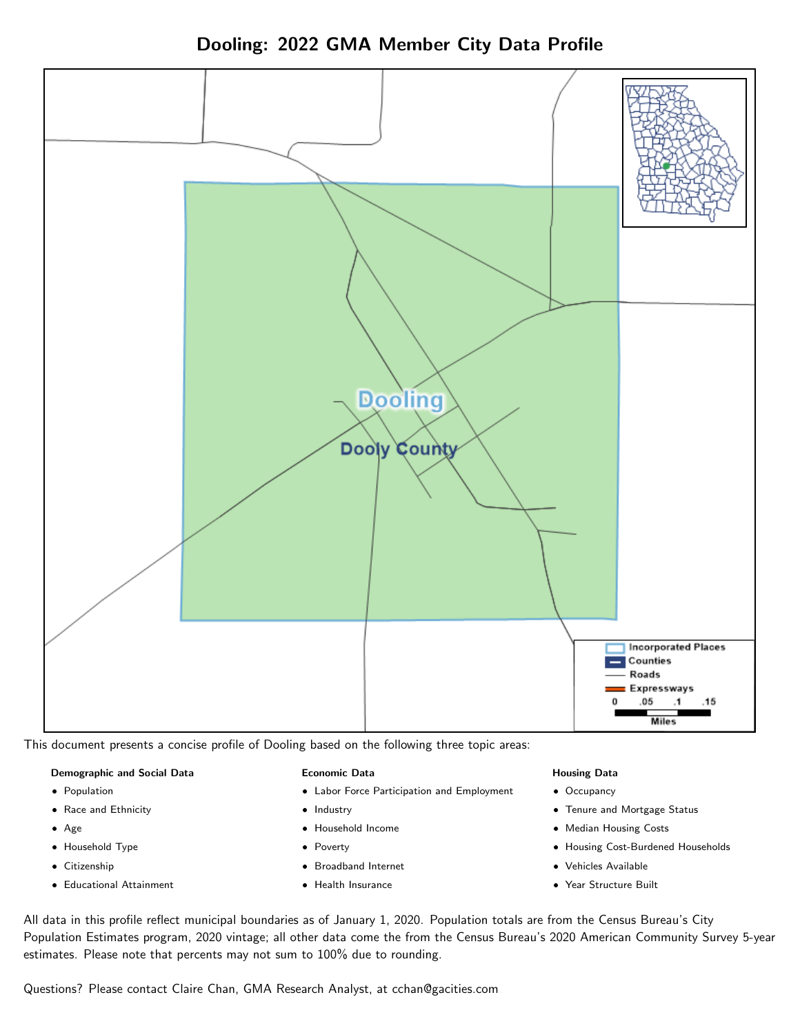# Dooling: 2022 GMA Member City Data Profile

This document presents a concise profile of Dooling based on the following three topic areas:

**Demographic and Social Data**

- Population
- Race and Ethnicity
- Age
- Household Type
- Citizenship
- Educational Attainment

**Economic Data**

- Labor Force Participation and Employment
- Industry
- Household Income
- Poverty
- Broadband Internet
- Health Insurance

**Housing Data**

- Occupancy
- Tenure and Mortgage Status
- Median Housing Costs
- Housing Cost-Burdened Households
- Vehicles Available
- Year Structure Built

All data in this profile reflect municipal boundaries as of January 1, 2020. Population totals are from the Census Bureau's City Population Estimates program, 2020 vintage; all other data come the from the Census Bureau's 2020 American Community Survey 5-year estimates. Please note that percents may not sum to 100% due to rounding.

Questions? Please contact Claire Chan, GMA Research Analyst, at cchan@gacities.com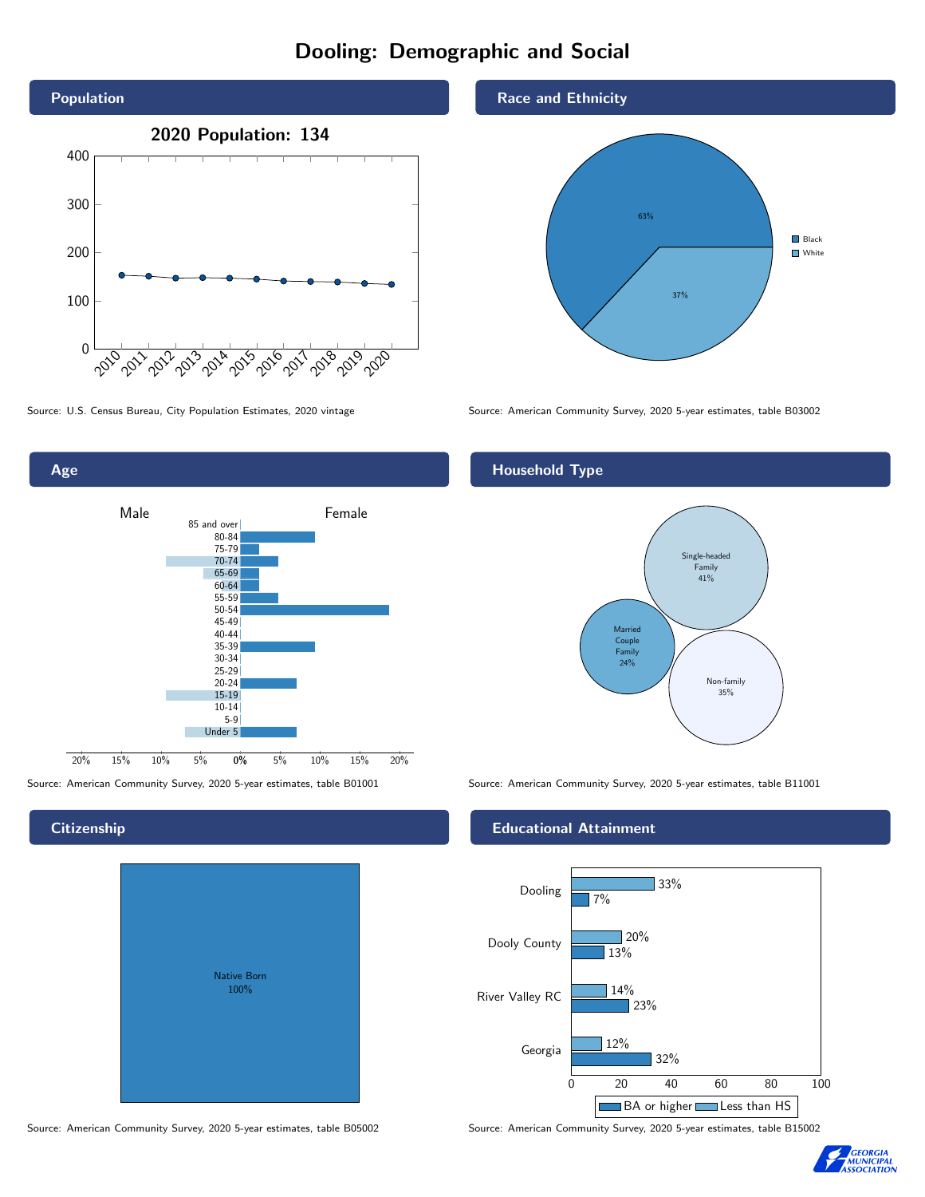# Dooling: Demographic and Social

## Population

2020 Population: 134

Source: U.S. Census Bureau, City Population Estimates, 2020 vintage

## Race and Ethnicity

| Race | Percent |
|---|---|
| Black | 63% |
| White | 37% |

Source: American Community Survey, 2020 5-year estimates, table B03002

## Age

Male / Female

Source: American Community Survey, 2020 5-year estimates, table B01001

## Household Type

| Household Type | Percent |
|---|---|
| Single-headed Family | 41% |
| Married Couple Family | 24% |
| Non-family | 35% |

Source: American Community Survey, 2020 5-year estimates, table B11001

## Citizenship

Native Born 100%

Source: American Community Survey, 2020 5-year estimates, table B05002

## Educational Attainment

| | Less than HS | BA or higher |
|---|---|---|
| Dooling | 33% | 7% |
| Dooly County | 20% | 13% |
| River Valley RC | 14% | 23% |
| Georgia | 12% | 32% |

Source: American Community Survey, 2020 5-year estimates, table B15002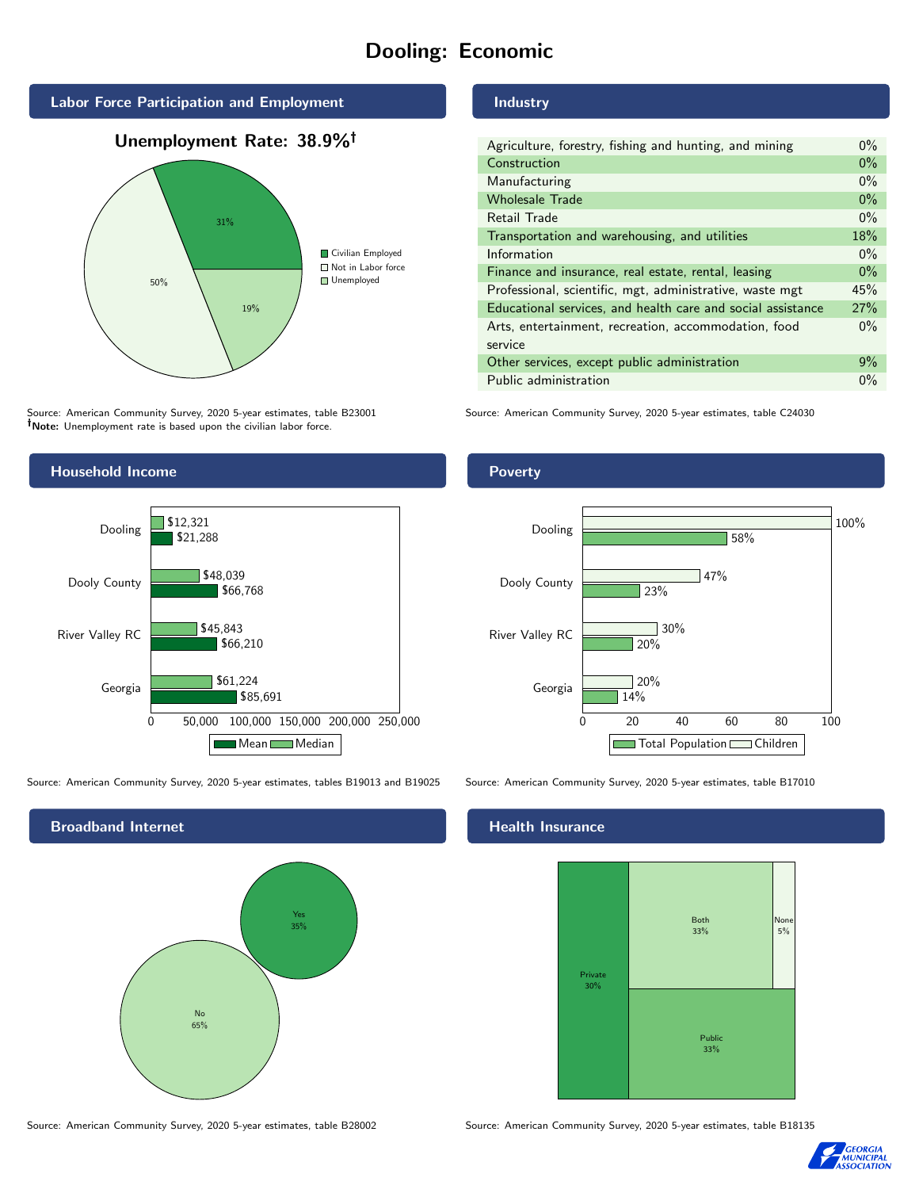# Dooling: Economic

## Labor Force Participation and Employment

**Unemployment Rate: 38.9%†**

| Category | Percent |
|---|---|
| Civilian Employed | 31% |
| Not in Labor force | 50% |
| Unemployed | 19% |

Source: American Community Survey, 2020 5-year estimates, table B23001
**†Note:** Unemployment rate is based upon the civilian labor force.

## Industry

| Industry | Percent |
|---|---|
| Agriculture, forestry, fishing and hunting, and mining | 0% |
| Construction | 0% |
| Manufacturing | 0% |
| Wholesale Trade | 0% |
| Retail Trade | 0% |
| Transportation and warehousing, and utilities | 18% |
| Information | 0% |
| Finance and insurance, real estate, rental, leasing | 0% |
| Professional, scientific, mgt, administrative, waste mgt | 45% |
| Educational services, and health care and social assistance | 27% |
| Arts, entertainment, recreation, accommodation, food service | 0% |
| Other services, except public administration | 9% |
| Public administration | 0% |

Source: American Community Survey, 2020 5-year estimates, table C24030

## Household Income

| | Median | Mean |
|---|---|---|
| Dooling | $12,321 | $21,288 |
| Dooly County | $48,039 | $66,768 |
| River Valley RC | $45,843 | $66,210 |
| Georgia | $61,224 | $85,691 |

Source: American Community Survey, 2020 5-year estimates, tables B19013 and B19025

## Poverty

| | Children | Total Population |
|---|---|---|
| Dooling | 100% | 58% |
| Dooly County | 47% | 23% |
| River Valley RC | 30% | 20% |
| Georgia | 20% | 14% |

Source: American Community Survey, 2020 5-year estimates, table B17010

## Broadband Internet

| | Percent |
|---|---|
| Yes | 35% |
| No | 65% |

Source: American Community Survey, 2020 5-year estimates, table B28002

## Health Insurance

| | Percent |
|---|---|
| Private | 30% |
| Both | 33% |
| None | 5% |
| Public | 33% |

Source: American Community Survey, 2020 5-year estimates, table B18135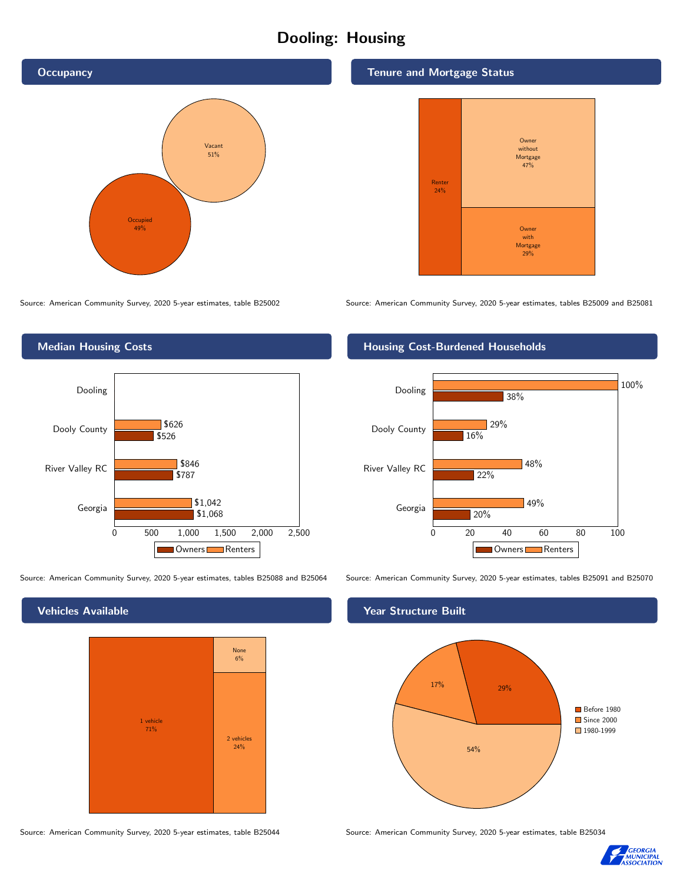# Dooling: Housing

## Occupancy

Vacant
51%

Occupied
49%

Source: American Community Survey, 2020 5-year estimates, table B25002

## Tenure and Mortgage Status

Renter
24%

Owner
without
Mortgage
47%

Owner
with
Mortgage
29%

Source: American Community Survey, 2020 5-year estimates, tables B25009 and B25081

## Median Housing Costs

Dooling

Dooly County
$626
$526

River Valley RC
$846
$787

Georgia
$1,042
$1,068

0 500 1,000 1,500 2,000 2,500

Owners Renters

Source: American Community Survey, 2020 5-year estimates, tables B25088 and B25064

## Housing Cost-Burdened Households

Dooling
100%
38%

Dooly County
29%
16%

River Valley RC
48%
22%

Georgia
49%
20%

0 20 40 60 80 100

Owners Renters

Source: American Community Survey, 2020 5-year estimates, tables B25091 and B25070

## Vehicles Available

1 vehicle
71%

None
6%

2 vehicles
24%

Source: American Community Survey, 2020 5-year estimates, table B25044

## Year Structure Built

29%

17%

54%

Before 1980
Since 2000
1980-1999

Source: American Community Survey, 2020 5-year estimates, table B25034

GEORGIA MUNICIPAL ASSOCIATION